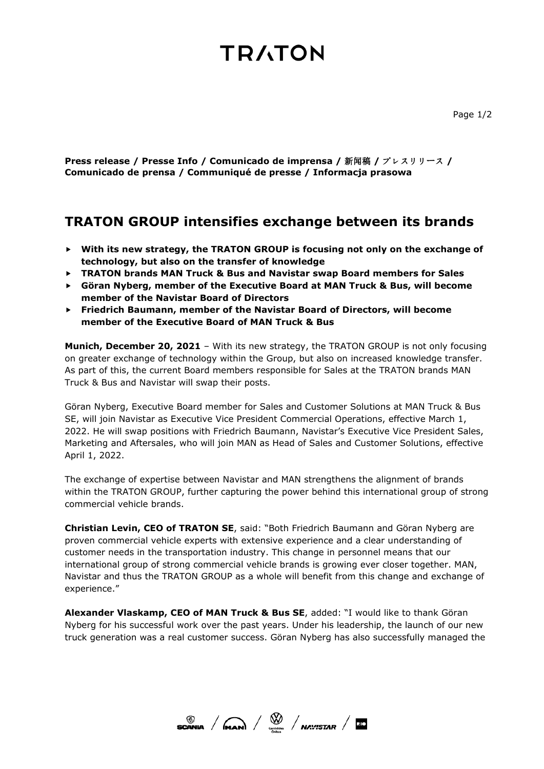# TRATON

**Press release / Presse Info / Comunicado de imprensa / 新闻稿 / プレスリリース / Comunicado de prensa / Communiqué de presse / Informacja prasowa**

## TRATON GROUP intensifies exchange between its brands

- **With its new strategy, the TRATON GROUP is focusing not only on the exchange of technology, but also on the transfer of knowledge**
- **TRATON brands MAN Truck & Bus and Navistar swap Board members for Sales**
- **Göran Nyberg, member of the Executive Board at MAN Truck & Bus, will become member of the Navistar Board of Directors**
- **Friedrich Baumann, member of the Navistar Board of Directors, will become member of the Executive Board of MAN Truck & Bus**

**Munich, December 20, 2021** – With its new strategy, the TRATON GROUP is not only focusing on greater exchange of technology within the Group, but also on increased knowledge transfer. As part of this, the current Board members responsible for Sales at the TRATON brands MAN Truck & Bus and Navistar will swap their posts.

Göran Nyberg, Executive Board member for Sales and Customer Solutions at MAN Truck & Bus SE, will join Navistar as Executive Vice President Commercial Operations, effective March 1, 2022. He will swap positions with Friedrich Baumann, Navistar's Executive Vice President Sales, Marketing and Aftersales, who will join MAN as Head of Sales and Customer Solutions, effective April 1, 2022.

The exchange of expertise between Navistar and MAN strengthens the alignment of brands within the TRATON GROUP, further capturing the power behind this international group of strong commercial vehicle brands.

**Christian Levin, CEO of TRATON SE**, said: "Both Friedrich Baumann and Göran Nyberg are proven commercial vehicle experts with extensive experience and a clear understanding of customer needs in the transportation industry. This change in personnel means that our international group of strong commercial vehicle brands is growing ever closer together. MAN, Navistar and thus the TRATON GROUP as a whole will benefit from this change and exchange of experience."

**Alexander Vlaskamp, CEO of MAN Truck & Bus SE**, added: "I would like to thank Göran Nyberg for his successful work over the past years. Under his leadership, the launch of our new truck generation was a real customer success. Göran Nyberg has also successfully managed the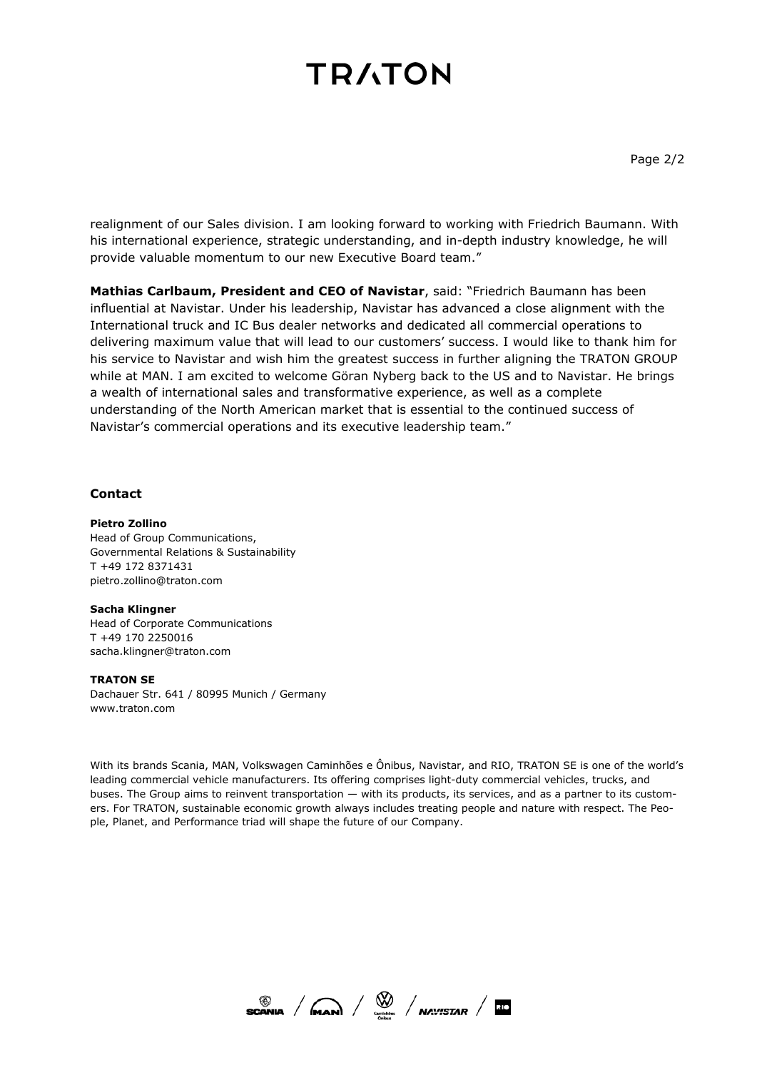realignment of our Sales division. I am looking forward to working with Friedrich Baumann. With his international experience, strategic understanding, and in-depth industry knowledge, he will provide valuable momentum to our new Executive Board team."

**Mathias Carlbaum, President and CEO of Navistar**, said: "Friedrich Baumann has been influential at Navistar. Under his leadership, Navistar has advanced a close alignment with the International truck and IC Bus dealer networks and dedicated all commercial operations to delivering maximum value that will lead to our customers' success. I would like to thank him for his service to Navistar and wish him the greatest success in further aligning the TRATON GROUP while at MAN. I am excited to welcome Göran Nyberg back to the US and to Navistar. He brings a wealth of international sales and transformative experience, as well as a complete understanding of the North American market that is essential to the continued success of Navistar's commercial operations and its executive leadership team."

## Contact

**Pietro Zollino**
Head of Group Communications,
Governmental Relations & Sustainability
T +49 172 8371431
pietro.zollino@traton.com

**Sacha Klingner**
Head of Corporate Communications
T +49 170 2250016
sacha.klingner@traton.com

**TRATON SE**
Dachauer Str. 641 / 80995 Munich / Germany
www.traton.com

With its brands Scania, MAN, Volkswagen Caminhões e Ônibus, Navistar, and RIO, TRATON SE is one of the world's leading commercial vehicle manufacturers. Its offering comprises light-duty commercial vehicles, trucks, and buses. The Group aims to reinvent transportation — with its products, its services, and as a partner to its customers. For TRATON, sustainable economic growth always includes treating people and nature with respect. The People, Planet, and Performance triad will shape the future of our Company.